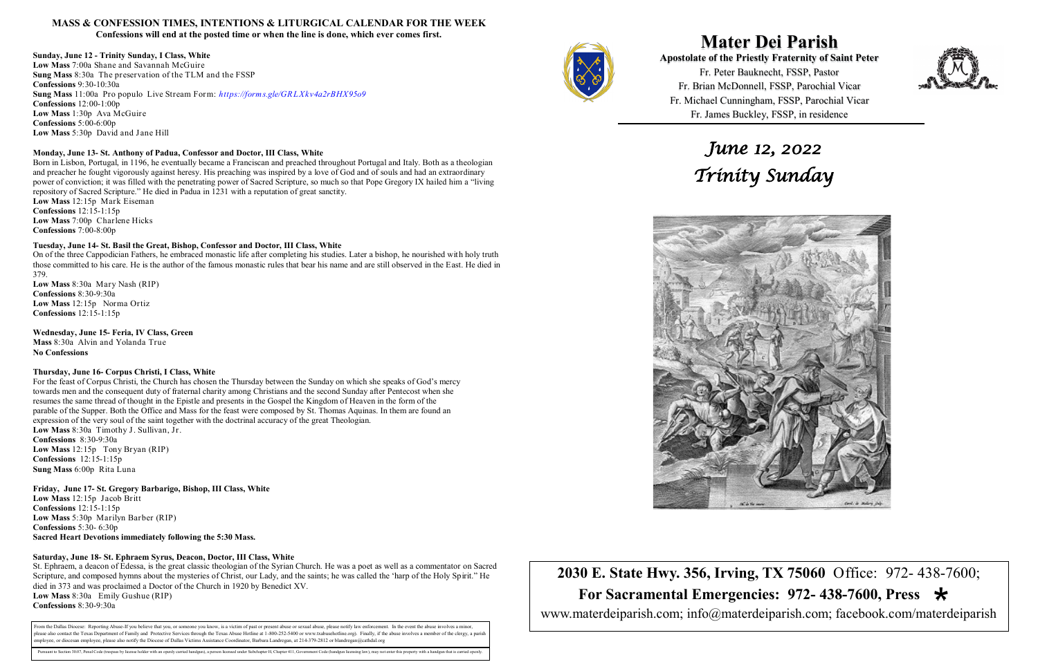## MASS & CONFESSION TIMES, INTENTIONS & LITURGICAL CALENDAR FOR THE WEEK

**Confessions will end at the posted time or when the line is done, which ever comes first.**

**Sunday, June 12 - Trinity Sunday, I Class, White**
**Low Mass** 7:00a Shane and Savannah McGuire
**Sung Mass** 8:30a The preservation of the TLM and the FSSP
**Confessions** 9:30-10:30a
**Sung Mass** 11:00a Pro populo Live Stream Form: *https://forms.gle/GRLXkv4a2rBHX95o9*
**Confessions** 12:00-1:00p
**Low Mass** 1:30p Ava McGuire
**Confessions** 5:00-6:00p
**Low Mass** 5:30p David and Jane Hill

**Monday, June 13- St. Anthony of Padua, Confessor and Doctor, III Class, White**
Born in Lisbon, Portugal, in 1196, he eventually became a Franciscan and preached throughout Portugal and Italy. Both as a theologian and preacher he fought vigorously against heresy. His preaching was inspired by a love of God and of souls and had an extraordinary power of conviction; it was filled with the penetrating power of Sacred Scripture, so much so that Pope Gregory IX hailed him a "living repository of Sacred Scripture." He died in Padua in 1231 with a reputation of great sanctity.
**Low Mass** 12:15p Mark Eiseman
**Confessions** 12:15-1:15p
**Low Mass** 7:00p Charlene Hicks
**Confessions** 7:00-8:00p

**Tuesday, June 14- St. Basil the Great, Bishop, Confessor and Doctor, III Class, White**
On of the three Cappodician Fathers, he embraced monastic life after completing his studies. Later a bishop, he nourished with holy truth those committed to his care. He is the author of the famous monastic rules that bear his name and are still observed in the East. He died in 379.
**Low Mass** 8:30a Mary Nash (RIP)
**Confessions** 8:30-9:30a
**Low Mass** 12:15p Norma Ortiz
**Confessions** 12:15-1:15p

**Wednesday, June 15- Feria, IV Class, Green**
**Mass** 8:30a Alvin and Yolanda True
**No Confessions**

**Thursday, June 16- Corpus Christi, I Class, White**
For the feast of Corpus Christi, the Church has chosen the Thursday between the Sunday on which she speaks of God's mercy towards men and the consequent duty of fraternal charity among Christians and the second Sunday after Pentecost when she resumes the same thread of thought in the Epistle and presents in the Gospel the Kingdom of Heaven in the form of the parable of the Supper. Both the Office and Mass for the feast were composed by St. Thomas Aquinas. In them are found an expression of the very soul of the saint together with the doctrinal accuracy of the great Theologian.
**Low Mass** 8:30a Timothy J. Sullivan, Jr.
**Confessions** 8:30-9:30a
**Low Mass** 12:15p Tony Bryan (RIP)
**Confessions** 12:15-1:15p
**Sung Mass** 6:00p Rita Luna

**Friday, June 17- St. Gregory Barbarigo, Bishop, III Class, White**
**Low Mass** 12:15p Jacob Britt
**Confessions** 12:15-1:15p
**Low Mass** 5:30p Marilyn Barber (RIP)
**Confessions** 5:30- 6:30p
**Sacred Heart Devotions immediately following the 5:30 Mass.**

**Saturday, June 18- St. Ephraem Syrus, Deacon, Doctor, III Class, White**
St. Ephraem, a deacon of Edessa, is the great classic theologian of the Syrian Church. He was a poet as well as a commentator on Sacred Scripture, and composed hymns about the mysteries of Christ, our Lady, and the saints; he was called the 'harp of the Holy Spirit." He died in 373 and was proclaimed a Doctor of the Church in 1920 by Benedict XV.
**Low Mass** 8:30a Emily Gushue (RIP)
**Confessions** 8:30-9:30a

From the Dallas Diocese: Reporting Abuse-If you believe that you, or someone you know, is a victim of past or present abuse or sexual abuse, please notify law enforcement. In the event the abuse involves a minor, please also contact the Texas Department of Family and Protective Services through the Texas Abuse Hotline at 1-800-252-5400 or www.txabusehotline.org). Finally, if the abuse involves a member of the clergy, a parish employee, or diocesan employee, please also notify the Diocese of Dallas Victims Assistance Coordinator, Barbara Landregan, at 214-379-2812 or blandregan@cathdal.org

Pursuant to Section 30.07, Penal Code (trespass by license holder with an openly carried handgun), a person licensed under Subchapter H, Chapter 411, Government Code (handgun licensing law), may not enter this property with a handgun that is carried openly.

# Mater Dei Parish

**Apostolate of the Priestly Fraternity of Saint Peter**

Fr. Peter Bauknecht, FSSP, Pastor
Fr. Brian McDonnell, FSSP, Parochial Vicar
Fr. Michael Cunningham, FSSP, Parochial Vicar
Fr. James Buckley, FSSP, in residence

## *June 12, 2022*
## *Trinity Sunday*

**2030 E. State Hwy. 356, Irving, TX 75060** Office: 972- 438-7600;

**For Sacramental Emergencies: 972- 438-7600, Press *** 

www.materdeiparish.com; info@materdeiparish.com; facebook.com/materdeiparish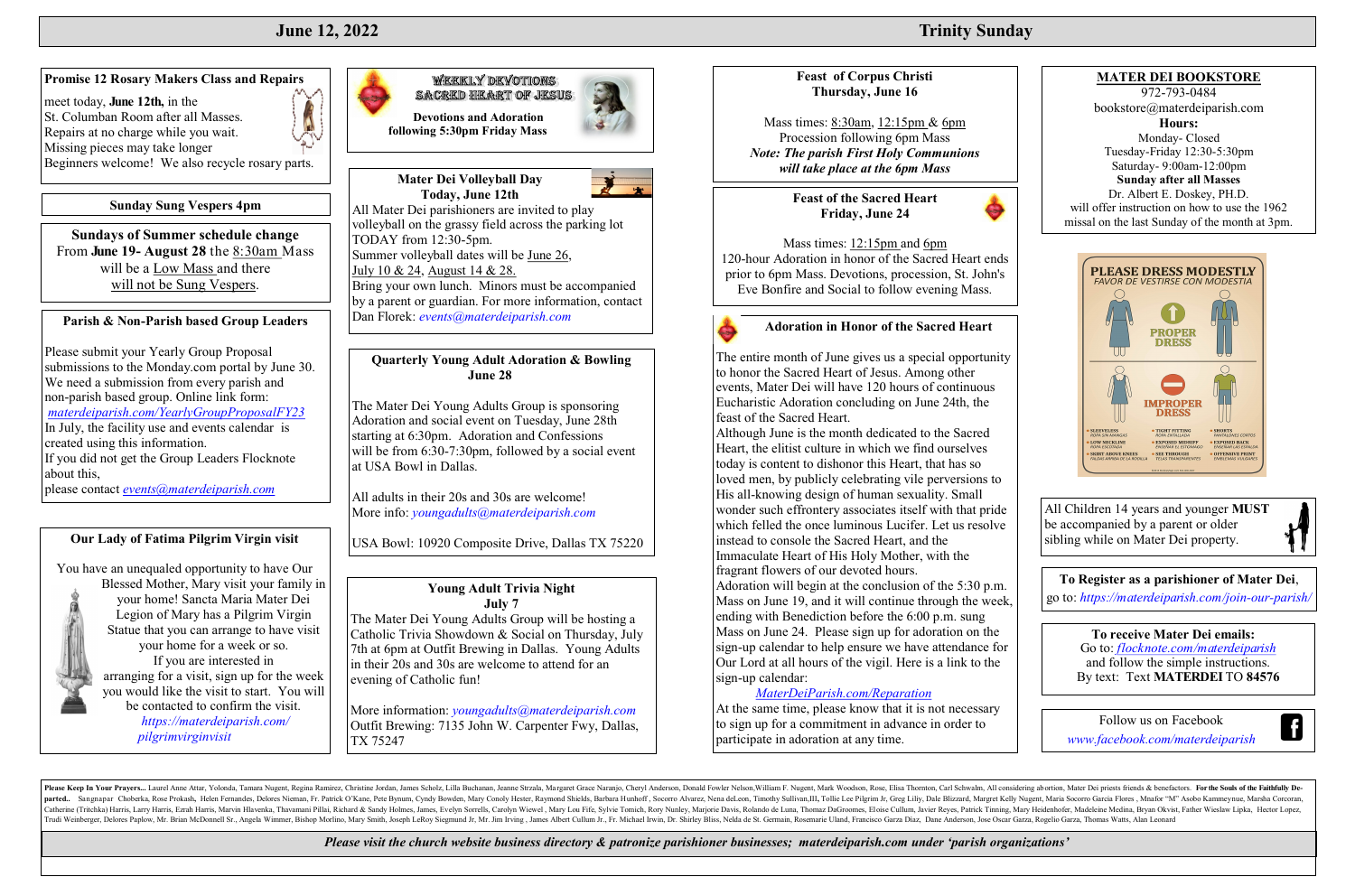**June 12, 2022** **Trinity Sunday**

### Promise 12 Rosary Makers Class and Repairs

meet today, **June 12th,** in the St. Columban Room after all Masses. Repairs at no charge while you wait. Missing pieces may take longer. Beginners welcome! We also recycle rosary parts.

### Sunday Sung Vespers 4pm

### Sundays of Summer schedule change

From **June 19- August 28** the 8:30am Mass will be a Low Mass and there will not be Sung Vespers.

### Parish & Non-Parish based Group Leaders

Please submit your Yearly Group Proposal submissions to the Monday.com portal by June 30. We need a submission from every parish and non-parish based group. Online link form: *materdeiparish.com/YearlyGroupProposalFY23*

In July, the facility use and events calendar is created using this information.

If you did not get the Group Leaders Flocknote about this, please contact *events@materdeiparish.com*

### Our Lady of Fatima Pilgrim Virgin visit

You have an unequaled opportunity to have Our Blessed Mother, Mary visit your family in your home! Sancta Maria Mater Dei Legion of Mary has a Pilgrim Virgin Statue that you can arrange to have visit your home for a week or so. If you are interested in arranging for a visit, sign up for the week you would like the visit to start. You will be contacted to confirm the visit.

*https://materdeiparish.com/pilgrimvirginvisit*

### WEEKLY DEVOTIONS SACRED HEART OF JESUS

**Devotions and Adoration following 5:30pm Friday Mass**

### Mater Dei Volleyball Day
**Today, June 12th**

All Mater Dei parishioners are invited to play volleyball on the grassy field across the parking lot TODAY from 12:30-5pm.

Summer volleyball dates will be June 26, July 10 & 24, August 14 & 28.

Bring your own lunch. Minors must be accompanied by a parent or guardian. For more information, contact Dan Florek: *events@materdeiparish.com*

### Quarterly Young Adult Adoration & Bowling
**June 28**

The Mater Dei Young Adults Group is sponsoring Adoration and social event on Tuesday, June 28th starting at 6:30pm. Adoration and Confessions will be from 6:30-7:30pm, followed by a social event at USA Bowl in Dallas.

All adults in their 20s and 30s are welcome! More info: *youngadults@materdeiparish.com*

USA Bowl: 10920 Composite Drive, Dallas TX 75220

### Young Adult Trivia Night
**July 7**

The Mater Dei Young Adults Group will be hosting a Catholic Trivia Showdown & Social on Thursday, July 7th at 6pm at Outfit Brewing in Dallas. Young Adults in their 20s and 30s are welcome to attend for an evening of Catholic fun!

More information: *youngadults@materdeiparish.com*

Outfit Brewing: 7135 John W. Carpenter Fwy, Dallas, TX 75247

### Feast of Corpus Christi
**Thursday, June 16**

Mass times: 8:30am, 12:15pm & 6pm

Procession following 6pm Mass

***Note: The parish First Holy Communions will take place at the 6pm Mass***

### Feast of the Sacred Heart
**Friday, June 24**

Mass times: 12:15pm and 6pm

120-hour Adoration in honor of the Sacred Heart ends prior to 6pm Mass. Devotions, procession, St. John's Eve Bonfire and Social to follow evening Mass.

### Adoration in Honor of the Sacred Heart

The entire month of June gives us a special opportunity to honor the Sacred Heart of Jesus. Among other events, Mater Dei will have 120 hours of continuous Eucharistic Adoration concluding on June 24th, the feast of the Sacred Heart.

Although June is the month dedicated to the Sacred Heart, the elitist culture in which we find ourselves today is content to dishonor this Heart, that has so loved men, by publicly celebrating vile perversions to His all-knowing design of human sexuality. Small wonder such effrontery associates itself with that pride which felled the once luminous Lucifer. Let us resolve instead to console the Sacred Heart, and the Immaculate Heart of His Holy Mother, with the fragrant flowers of our devoted hours.

Adoration will begin at the conclusion of the 5:30 p.m. Mass on June 19, and it will continue through the week, ending with Benediction before the 6:00 p.m. sung Mass on June 24. Please sign up for adoration on the sign-up calendar to help ensure we have attendance for Our Lord at all hours of the vigil. Here is a link to the sign-up calendar:

*MaterDeiParish.com/Reparation*

At the same time, please know that it is not necessary to sign up for a commitment in advance in order to participate in adoration at any time.

### MATER DEI BOOKSTORE

972-793-0484
bookstore@materdeiparish.com

**Hours:**
Monday- Closed
Tuesday-Friday 12:30-5:30pm
Saturday- 9:00am-12:00pm
**Sunday after all Masses**

Dr. Albert E. Doskey, PH.D. will offer instruction on how to use the 1962 missal on the last Sunday of the month at 3pm.

PLEASE DRESS MODESTLY
FAVOR DE VESTIRSE CON MODESTIA
PROPER DRESS
IMPROPER DRESS

All Children 14 years and younger **MUST** be accompanied by a parent or older sibling while on Mater Dei property.

**To Register as a parishioner of Mater Dei**, go to: *https://materdeiparish.com/join-our-parish/*

**To receive Mater Dei emails:**
Go to: *flocknote.com/materdeiparish* and follow the simple instructions.
By text: Text **MATERDEI** TO **84576**

Follow us on Facebook
*www.facebook.com/materdeiparish*

**Please Keep In Your Prayers...** Laurel Anne Attar, Yolonda, Tamara Nugent, Regina Ramirez, Christine Jordan, James Scholz, Lilla Buchanan, Jeanne Strzala, Margaret Grace Naranjo, Cheryl Anderson, Donald Fowler Nelson, William F. Nugent, Mark Woodson, Rose, Elisa Thornton, Carl Schwalm, All considering abortion, Mater Dei priests friends & benefactors. **For the Souls of the Faithfully Departed..** Sangnapar Choberka, Rose Prokash, Helen Fernandes, Delores Nieman, Fr. Patrick O'Kane, Pete Bynum, Cyndy Bowden, Mary Conoly Hester, Raymond Shields, Barbara Hunhoff, Socorro Alvarez, Nena deLeon, Timothy Sullivan,III, Tollie Lee Pilgrim Jr, Greg Liliy, Dale Blizzard, Margret Kelly Nugent, Maria Socorro Garcia Flores, Mnafor "M" Asobo Kammeynue, Marsha Corcoran, Catherine (Tritchka) Harris, Larry Harris, Ezrah Harris, Marvin Hlavenka, Thavamani Pillai, Richard & Sandy Holmes, James, Evelyn Sorrells, Carolyn Wiewel, Mary Lou Fife, Sylvie Tomich, Rory Nunley, Marjorie Davis, Rolando de Luna, Thomaz DaGroomes, Eloise Cullum, Javier Reyes, Patrick Tinning, Mary Heidenhofer, Madeleine Medina, Bryan Okvist, Father Wieslaw Lipka, Hector Lopez, Trudi Weinberger, Delores Paplow, Mr. Brian McDonnell Sr., Angela Wimmer, Bishop Morlino, Mary Smith, Joseph LeRoy Siegmund Jr, Mr. Jim Irving, James Albert Cullum Jr., Fr. Michael Irwin, Dr. Shirley Bliss, Nelda de St. Germain, Rosemarie Uland, Francisco Garza Diaz, Dane Anderson, Jose Oscar Garza, Rogelio Garza, Thomas Watts, Alan Leonard

*Please visit the church website business directory & patronize parishioner businesses; materdeiparish.com under 'parish organizations'*